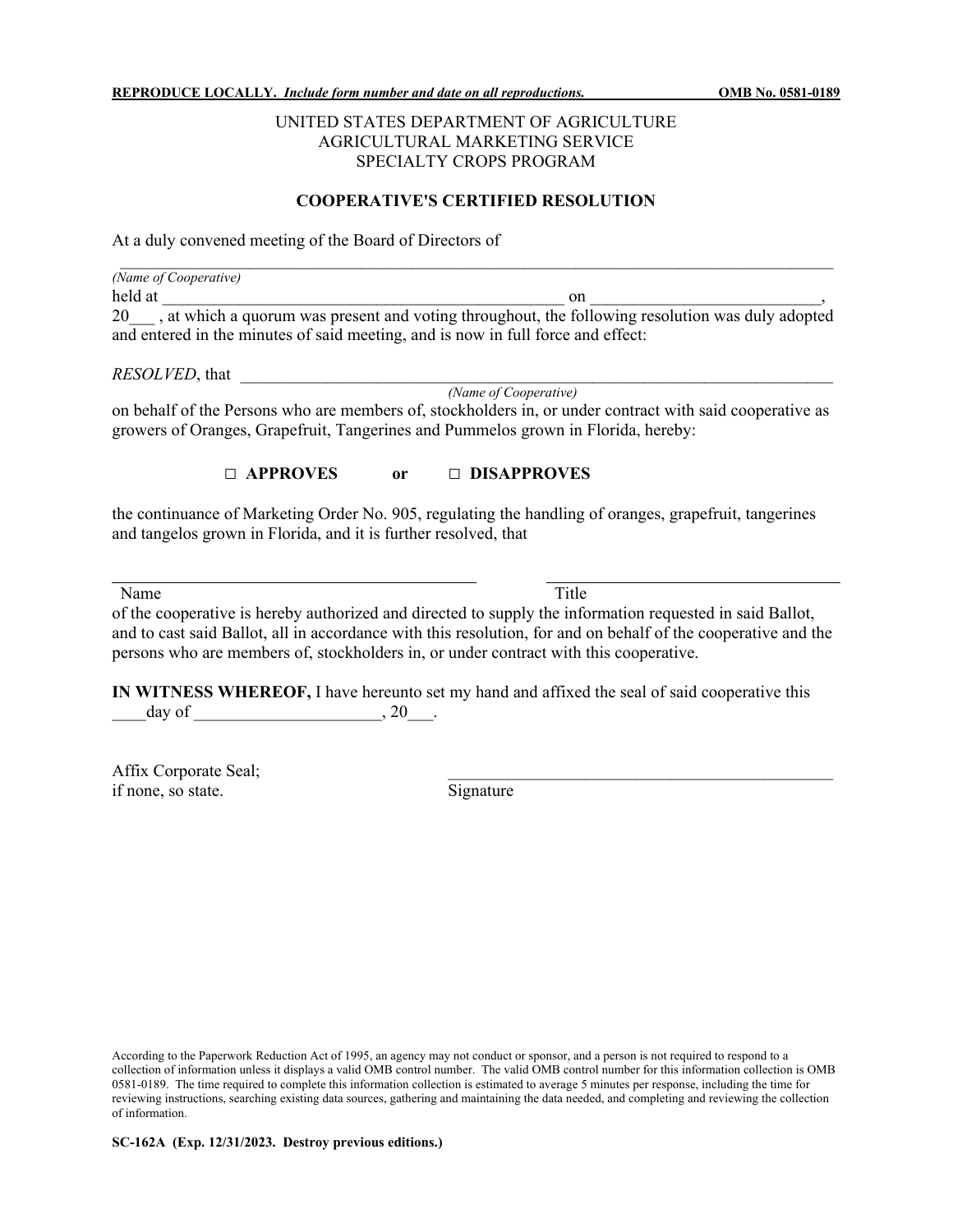**REPRODUCE LOCALLY.** *Include form number and date on all reproductions.* **OMB No. 0581-0189**

UNITED STATES DEPARTMENT OF AGRICULTURE
AGRICULTURAL MARKETING SERVICE
SPECIALTY CROPS PROGRAM

**COOPERATIVE'S CERTIFIED RESOLUTION**

At a duly convened meeting of the Board of Directors of

______________________________________________________________________________
*(Name of Cooperative)*

held at _________________________________________________ on ___________________________,
20___ , at which a quorum was present and voting throughout, the following resolution was duly adopted and entered in the minutes of said meeting, and is now in full force and effect:

*RESOLVED*, that _________________________________________________________________________
*(Name of Cooperative)*

on behalf of the Persons who are members of, stockholders in, or under contract with said cooperative as growers of Oranges, Grapefruit, Tangerines and Pummelos grown in Florida, hereby:

□ **APPROVES** **or** □ **DISAPPROVES**

the continuance of Marketing Order No. 905, regulating the handling of oranges, grapefruit, tangerines and tangelos grown in Florida, and it is further resolved, that

__________________________________________ ____________________________________
Name Title

of the cooperative is hereby authorized and directed to supply the information requested in said Ballot, and to cast said Ballot, all in accordance with this resolution, for and on behalf of the cooperative and the persons who are members of, stockholders in, or under contract with this cooperative.

**IN WITNESS WHEREOF,** I have hereunto set my hand and affixed the seal of said cooperative this ____day of _____________________, 20___.

Affix Corporate Seal;
if none, so state.

_______________________________________________
Signature

According to the Paperwork Reduction Act of 1995, an agency may not conduct or sponsor, and a person is not required to respond to a collection of information unless it displays a valid OMB control number. The valid OMB control number for this information collection is OMB 0581-0189. The time required to complete this information collection is estimated to average 5 minutes per response, including the time for reviewing instructions, searching existing data sources, gathering and maintaining the data needed, and completing and reviewing the collection of information.

**SC-162A (Exp. 12/31/2023. Destroy previous editions.)**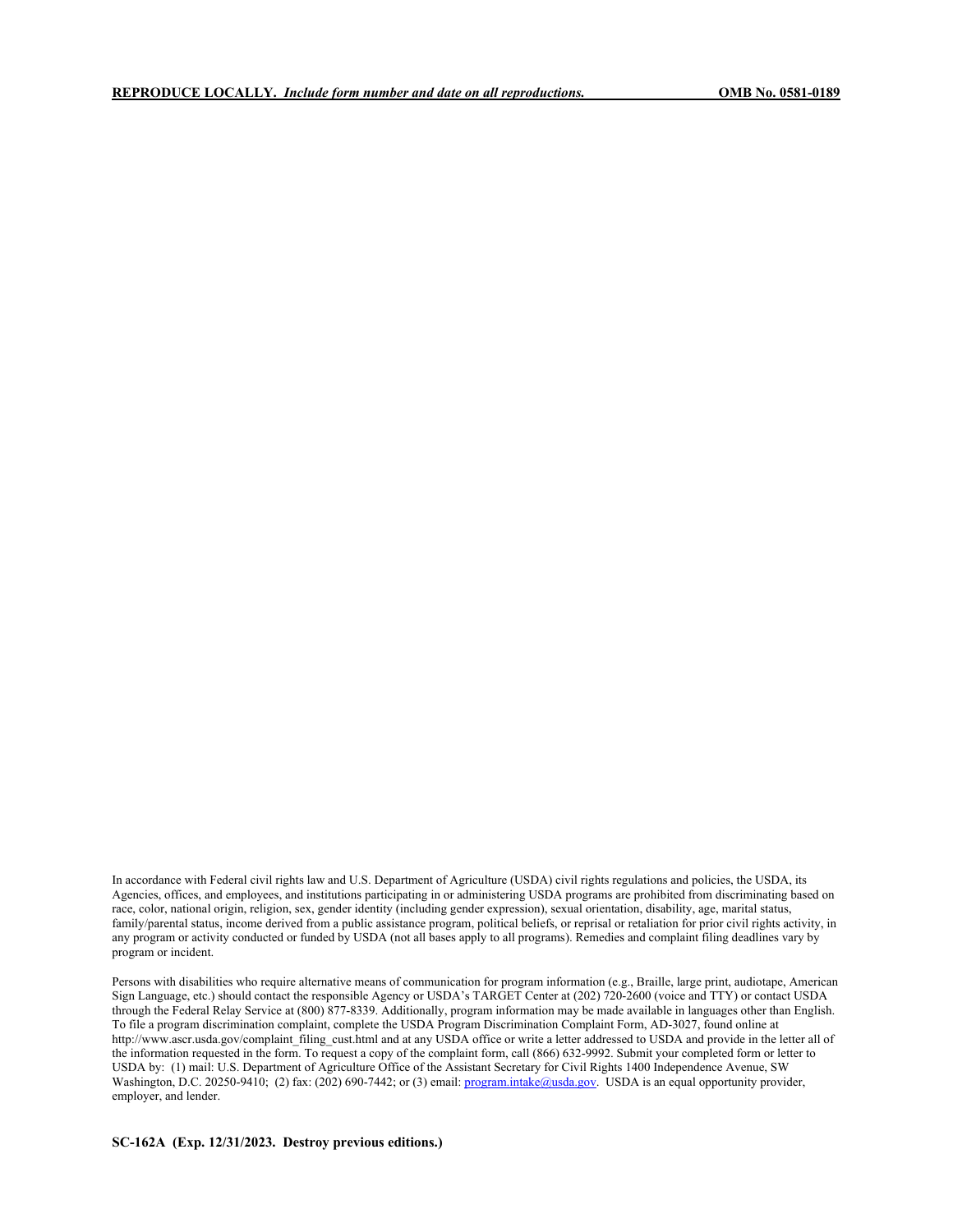**REPRODUCE LOCALLY.** ***Include form number and date on all reproductions.*** **OMB No. 0581-0189**

In accordance with Federal civil rights law and U.S. Department of Agriculture (USDA) civil rights regulations and policies, the USDA, its Agencies, offices, and employees, and institutions participating in or administering USDA programs are prohibited from discriminating based on race, color, national origin, religion, sex, gender identity (including gender expression), sexual orientation, disability, age, marital status, family/parental status, income derived from a public assistance program, political beliefs, or reprisal or retaliation for prior civil rights activity, in any program or activity conducted or funded by USDA (not all bases apply to all programs). Remedies and complaint filing deadlines vary by program or incident.

Persons with disabilities who require alternative means of communication for program information (e.g., Braille, large print, audiotape, American Sign Language, etc.) should contact the responsible Agency or USDA's TARGET Center at (202) 720-2600 (voice and TTY) or contact USDA through the Federal Relay Service at (800) 877-8339. Additionally, program information may be made available in languages other than English. To file a program discrimination complaint, complete the USDA Program Discrimination Complaint Form, AD-3027, found online at http://www.ascr.usda.gov/complaint_filing_cust.html and at any USDA office or write a letter addressed to USDA and provide in the letter all of the information requested in the form. To request a copy of the complaint form, call (866) 632-9992. Submit your completed form or letter to USDA by: (1) mail: U.S. Department of Agriculture Office of the Assistant Secretary for Civil Rights 1400 Independence Avenue, SW Washington, D.C. 20250-9410; (2) fax: (202) 690-7442; or (3) email: program.intake@usda.gov. USDA is an equal opportunity provider, employer, and lender.

**SC-162A (Exp. 12/31/2023. Destroy previous editions.)**